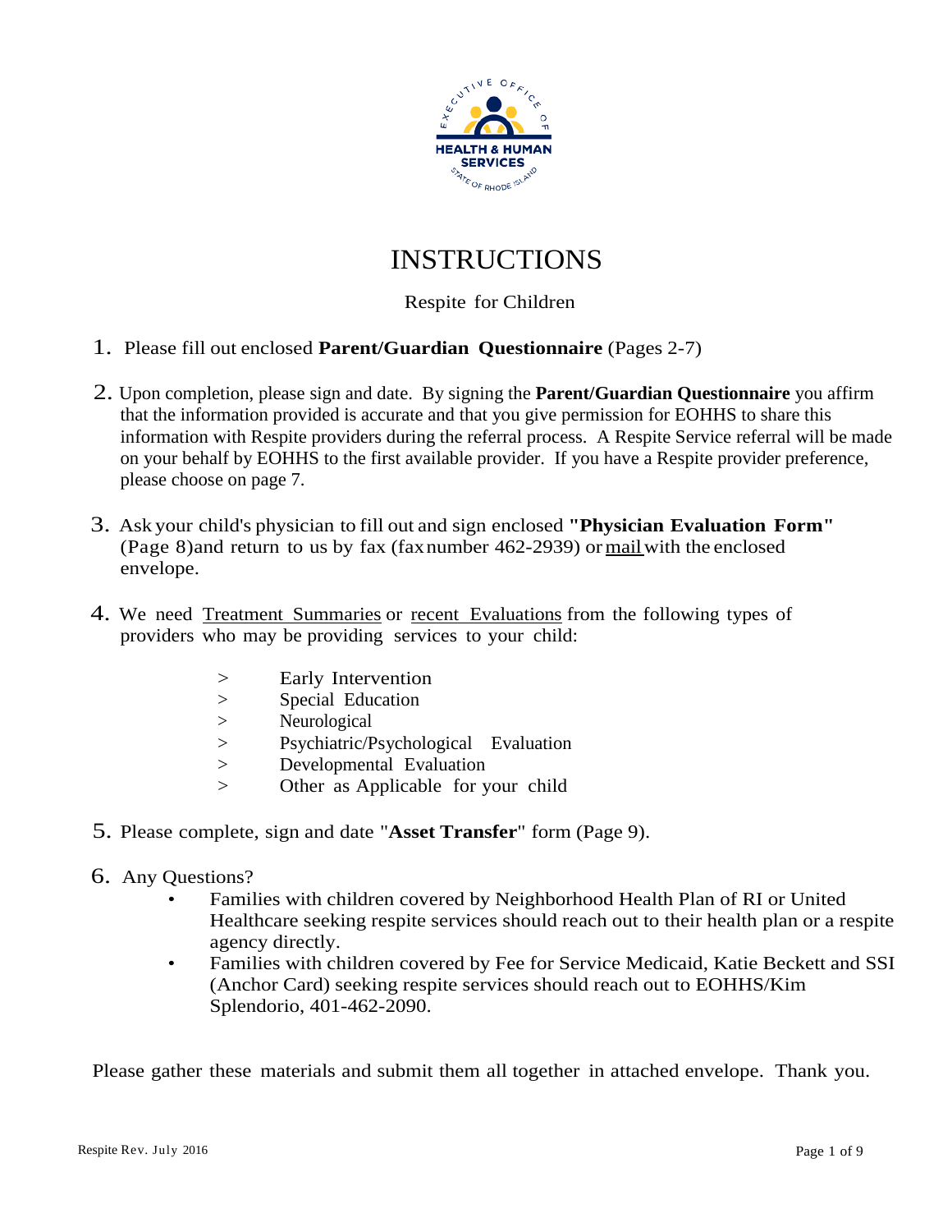# INSTRUCTIONS

Respite for Children

1. Please fill out enclosed **Parent/Guardian Questionnaire** (Pages 2-7)

2. Upon completion, please sign and date. By signing the **Parent/Guardian Questionnaire** you affirm that the information provided is accurate and that you give permission for EOHHS to share this information with Respite providers during the referral process. A Respite Service referral will be made on your behalf by EOHHS to the first available provider. If you have a Respite provider preference, please choose on page 7.

3. Ask your child's physician to fill out and sign enclosed **"Physician Evaluation Form"** (Page 8)and return to us by fax (fax number 462-2939) or mail with the enclosed envelope.

4. We need Treatment Summaries or recent Evaluations from the following types of providers who may be providing services to your child:

   > Early Intervention
   > Special Education
   > Neurological
   > Psychiatric/Psychological Evaluation
   > Developmental Evaluation
   > Other as Applicable for your child

5. Please complete, sign and date "**Asset Transfer**" form (Page 9).

6. Any Questions?
   - Families with children covered by Neighborhood Health Plan of RI or United Healthcare seeking respite services should reach out to their health plan or a respite agency directly.
   - Families with children covered by Fee for Service Medicaid, Katie Beckett and SSI (Anchor Card) seeking respite services should reach out to EOHHS/Kim Splendorio, 401-462-2090.

Please gather these materials and submit them all together in attached envelope. Thank you.

Respite Rev. July 2016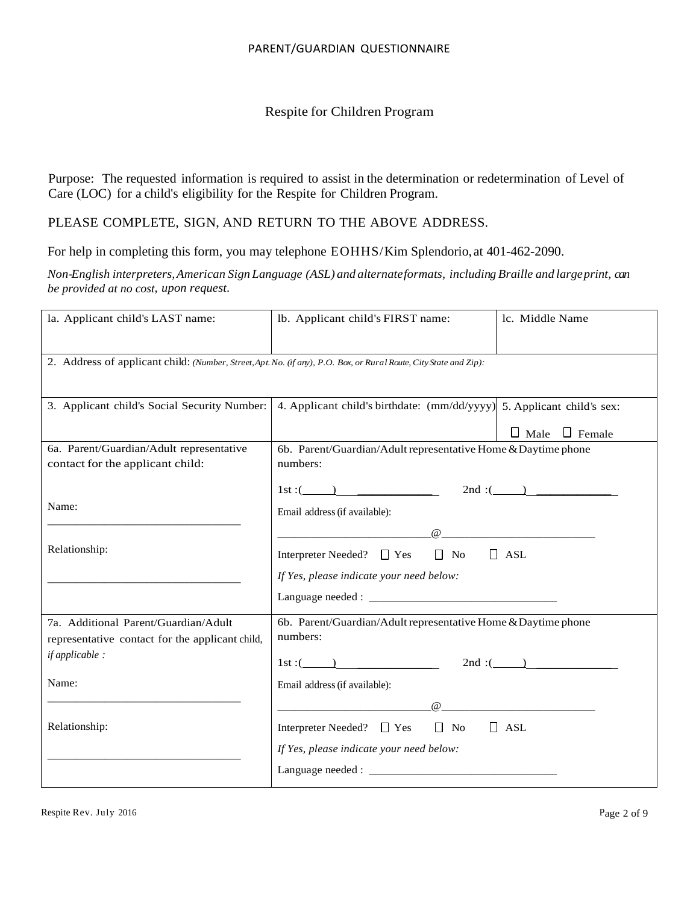PARENT/GUARDIAN QUESTIONNAIRE

## Respite for Children Program

Purpose: The requested information is required to assist in the determination or redetermination of Level of Care (LOC) for a child's eligibility for the Respite for Children Program.

PLEASE COMPLETE, SIGN, AND RETURN TO THE ABOVE ADDRESS.

For help in completing this form, you may telephone EOHHS/Kim Splendorio, at 401-462-2090.

*Non-English interpreters, American Sign Language (ASL) and alternate formats, including Braille and large print, can be provided at no cost, upon request.*

| la. Applicant child's LAST name: | lb. Applicant child's FIRST name: | lc. Middle Name |
|---|---|---|
| 2. Address of applicant child: *(Number, Street, Apt. No. (if any), P.O. Box, or Rural Route, City State and Zip):* | | |
| 3. Applicant child's Social Security Number: | 4. Applicant child's birthdate: (mm/dd/yyyy) | 5. Applicant child's sex:<br><br>☐ Male ☐ Female |
| 6a. Parent/Guardian/Adult representative contact for the applicant child:<br><br>Name:<br>________________________________<br><br>Relationship:<br>________________________________ | 6b. Parent/Guardian/Adult representative Home & Daytime phone numbers:<br><br>1st :(_____) ____________ 2nd :(_____) ____________<br><br>Email address (if available):<br>__________________________@__________________________<br><br>Interpreter Needed? ☐ Yes ☐ No ☐ ASL<br><br>*If Yes, please indicate your need below:*<br><br>Language needed : ________________________________ | |
| 7a. Additional Parent/Guardian/Adult representative contact for the applicant child, *if applicable :*<br><br>Name:<br>________________________________<br><br>Relationship:<br>________________________________ | 6b. Parent/Guardian/Adult representative Home & Daytime phone numbers:<br><br>1st :(_____) ____________ 2nd :(_____) ____________<br><br>Email address (if available):<br>__________________________@__________________________<br><br>Interpreter Needed? ☐ Yes ☐ No ☐ ASL<br><br>*If Yes, please indicate your need below:*<br><br>Language needed : ________________________________ | |

Respite Rev. July 2016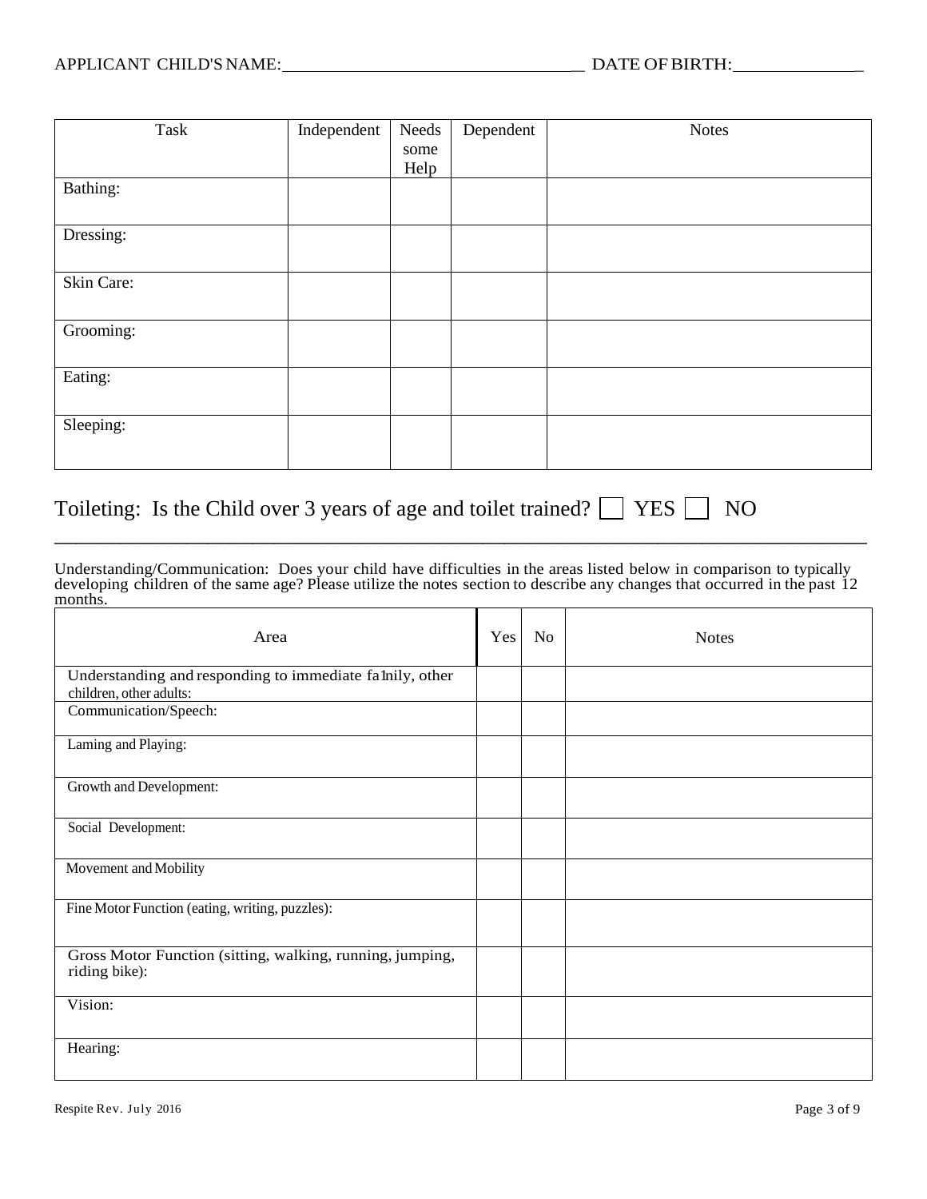APPLICANT CHILD'S NAME:_________________________________ DATE OF BIRTH:______________

| Task | Independent | Needs some Help | Dependent | Notes |
|---|---|---|---|---|
| Bathing: | | | | |
| Dressing: | | | | |
| Skin Care: | | | | |
| Grooming: | | | | |
| Eating: | | | | |
| Sleeping: | | | | |

Toileting: Is the Child over 3 years of age and toilet trained? ☐ YES ☐ NO

---

Understanding/Communication: Does your child have difficulties in the areas listed below in comparison to typically developing children of the same age? Please utilize the notes section to describe any changes that occurred in the past 12 months.

| Area | Yes | No | Notes |
|---|---|---|---|
| Understanding and responding to immediate fa1nily, other children, other adults: | | | |
| Communication/Speech: | | | |
| Laming and Playing: | | | |
| Growth and Development: | | | |
| Social Development: | | | |
| Movement and Mobility | | | |
| Fine Motor Function (eating, writing, puzzles): | | | |
| Gross Motor Function (sitting, walking, running, jumping, riding bike): | | | |
| Vision: | | | |
| Hearing: | | | |

Respite Rev. July 2016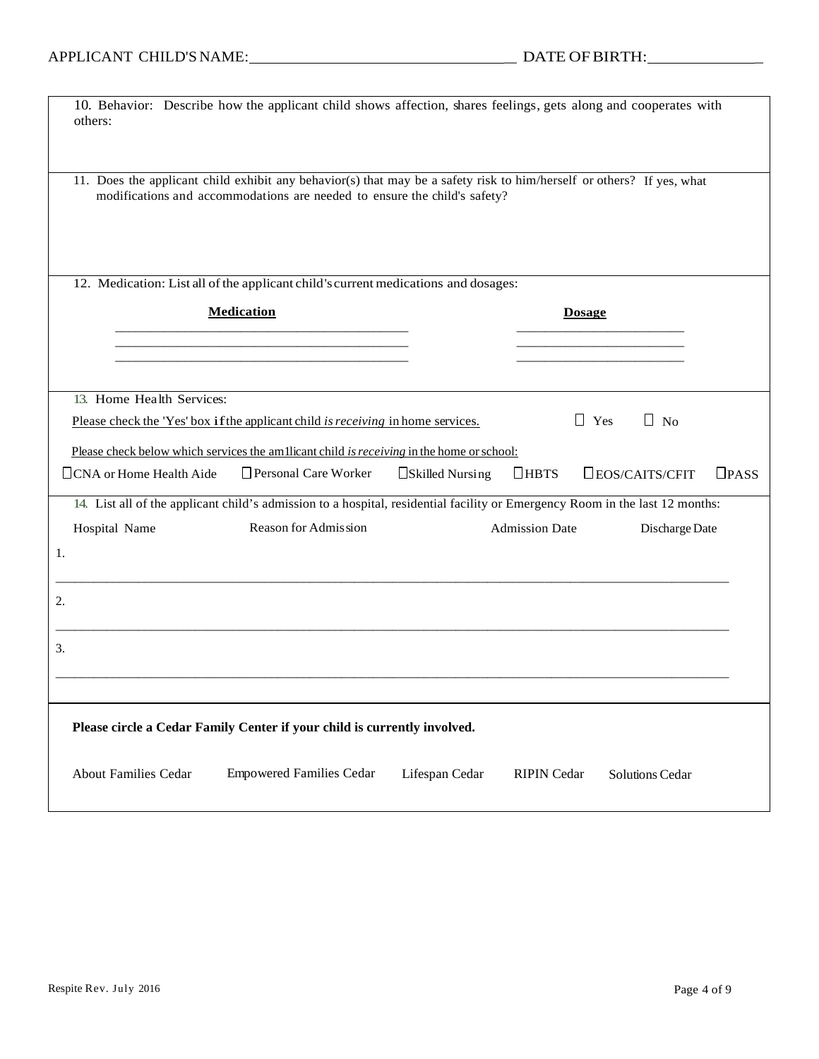APPLICANT CHILD'S NAME:________________________________ DATE OF BIRTH:______________

10. Behavior: Describe how the applicant child shows affection, shares feelings, gets along and cooperates with others:

11. Does the applicant child exhibit any behavior(s) that may be a safety risk to him/herself or others? If yes, what modifications and accommodations are needed to ensure the child's safety?

12. Medication: List all of the applicant child's current medications and dosages:

| **Medication** | **Dosage** |
|---|---|
| ______________________________ | ____________________ |
| ______________________________ | ____________________ |
| ______________________________ | ____________________ |

13. Home Health Services:

Please check the 'Yes' box if the applicant child *is receiving* in home services. ☐ Yes ☐ No

Please check below which services the am1licant child *is receiving* in the home or school:

☐ CNA or Home Health Aide ☐ Personal Care Worker ☐ Skilled Nursing ☐ HBTS ☐ EOS/CAITS/CFIT ☐ PASS

14. List all of the applicant child's admission to a hospital, residential facility or Emergency Room in the last 12 months:

| | Hospital Name | Reason for Admission | Admission Date | Discharge Date |
|---|---|---|---|---|
| 1. | | | | |
| 2. | | | | |
| 3. | | | | |

**Please circle a Cedar Family Center if your child is currently involved.**

About Families Cedar    Empowered Families Cedar    Lifespan Cedar    RIPIN Cedar    Solutions Cedar

Respite Rev. July 2016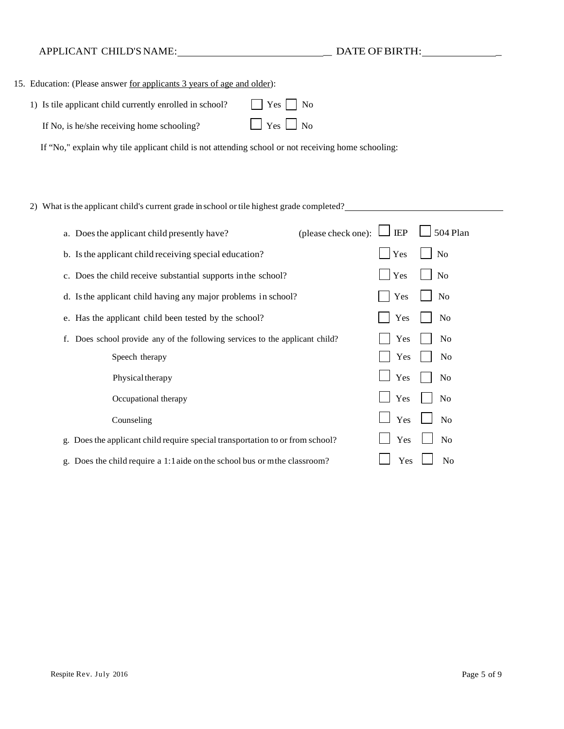APPLICANT CHILD'S NAME:\_\_\_\_\_\_\_\_\_\_\_\_\_\_\_\_\_\_\_\_\_\_\_\_\_\_\_\_\_\_ DATE OF BIRTH:\_\_\_\_\_\_\_\_\_\_\_\_\_\_\_

15. Education: (Please answer <u>for applicants 3 years of age and older</u>):

1) Is tile applicant child currently enrolled in school? ☐ Yes ☐ No

   If No, is he/she receiving home schooling? ☐ Yes ☐ No

   If "No," explain why tile applicant child is not attending school or not receiving home schooling:

2) What is the applicant child's current grade in school or tile highest grade completed?\_\_\_\_\_\_\_\_\_\_\_\_\_\_\_\_\_\_\_\_\_\_\_\_\_\_\_\_\_\_

   a. Does the applicant child presently have? (please check one): ☐ IEP ☐ 504 Plan

   b. Is the applicant child receiving special education? ☐ Yes ☐ No

   c. Does the child receive substantial supports in the school? ☐ Yes ☐ No

   d. Is the applicant child having any major problems in school? ☐ Yes ☐ No

   e. Has the applicant child been tested by the school? ☐ Yes ☐ No

   f. Does school provide any of the following services to the applicant child? ☐ Yes ☐ No

      Speech therapy ☐ Yes ☐ No

      Physical therapy ☐ Yes ☐ No

      Occupational therapy ☐ Yes ☐ No

      Counseling ☐ Yes ☐ No

   g. Does the applicant child require special transportation to or from school? ☐ Yes ☐ No

   g. Does the child require a 1:1 aide on the school bus or m the classroom? ☐ Yes ☐ No

Respite Rev. July 2016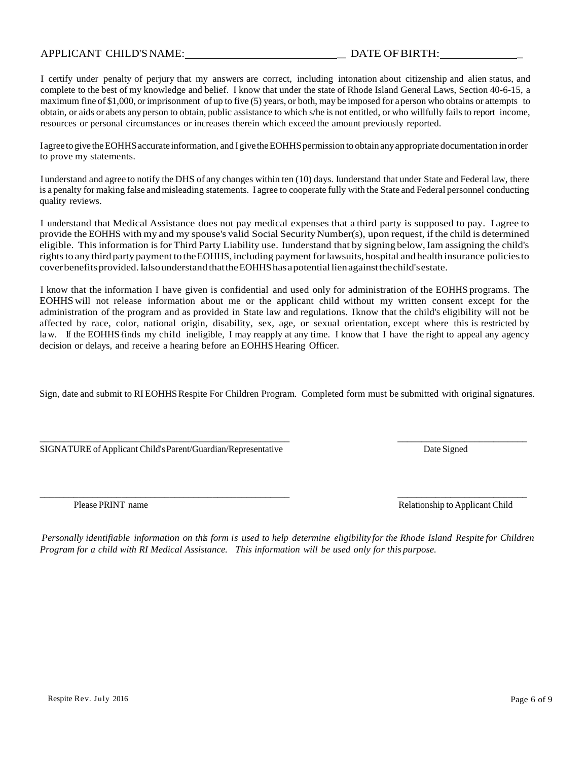APPLICANT CHILD'S NAME: ____________________________ DATE OF BIRTH: ______________

I certify under penalty of perjury that my answers are correct, including intonation about citizenship and alien status, and complete to the best of my knowledge and belief. I know that under the state of Rhode Island General Laws, Section 40-6-15, a maximum fine of $1,000, or imprisonment of up to five (5) years, or both, may be imposed for a person who obtains or attempts to obtain, or aids or abets any person to obtain, public assistance to which s/he is not entitled, or who willfully fails to report income, resources or personal circumstances or increases therein which exceed the amount previously reported.

I agree to give the EOHHS accurate information, and I give the EOHHS permission to obtain any appropriate documentation in order to prove my statements.

I understand and agree to notify the DHS of any changes within ten (10) days. I understand that under State and Federal law, there is a penalty for making false and misleading statements. I agree to cooperate fully with the State and Federal personnel conducting quality reviews.

I understand that Medical Assistance does not pay medical expenses that a third party is supposed to pay. I agree to provide the EOHHS with my and my spouse's valid Social Security Number(s), upon request, if the child is determined eligible. This information is for Third Party Liability use. I understand that by signing below, I am assigning the child's rights to any third party payment to the EOHHS, including payment for lawsuits, hospital and health insurance policies to cover benefits provided. I also understand that the EOHHS has a potential lien against the child's estate.

I know that the information I have given is confidential and used only for administration of the EOHHS programs. The EOHHS will not release information about me or the applicant child without my written consent except for the administration of the program and as provided in State law and regulations. I know that the child's eligibility will not be affected by race, color, national origin, disability, sex, age, or sexual orientation, except where this is restricted by law. If the EOHHS finds my child ineligible, I may reapply at any time. I know that I have the right to appeal any agency decision or delays, and receive a hearing before an EOHHS Hearing Officer.

Sign, date and submit to RI EOHHS Respite For Children Program. Completed form must be submitted with original signatures.

_______________________________________________ ___________________________

SIGNATURE of Applicant Child's Parent/Guardian/Representative Date Signed

_______________________________________________ ___________________________

Please PRINT name Relationship to Applicant Child

*Personally identifiable information on this form is used to help determine eligibility for the Rhode Island Respite for Children Program for a child with RI Medical Assistance. This information will be used only for this purpose.*

Respite Rev. July 2016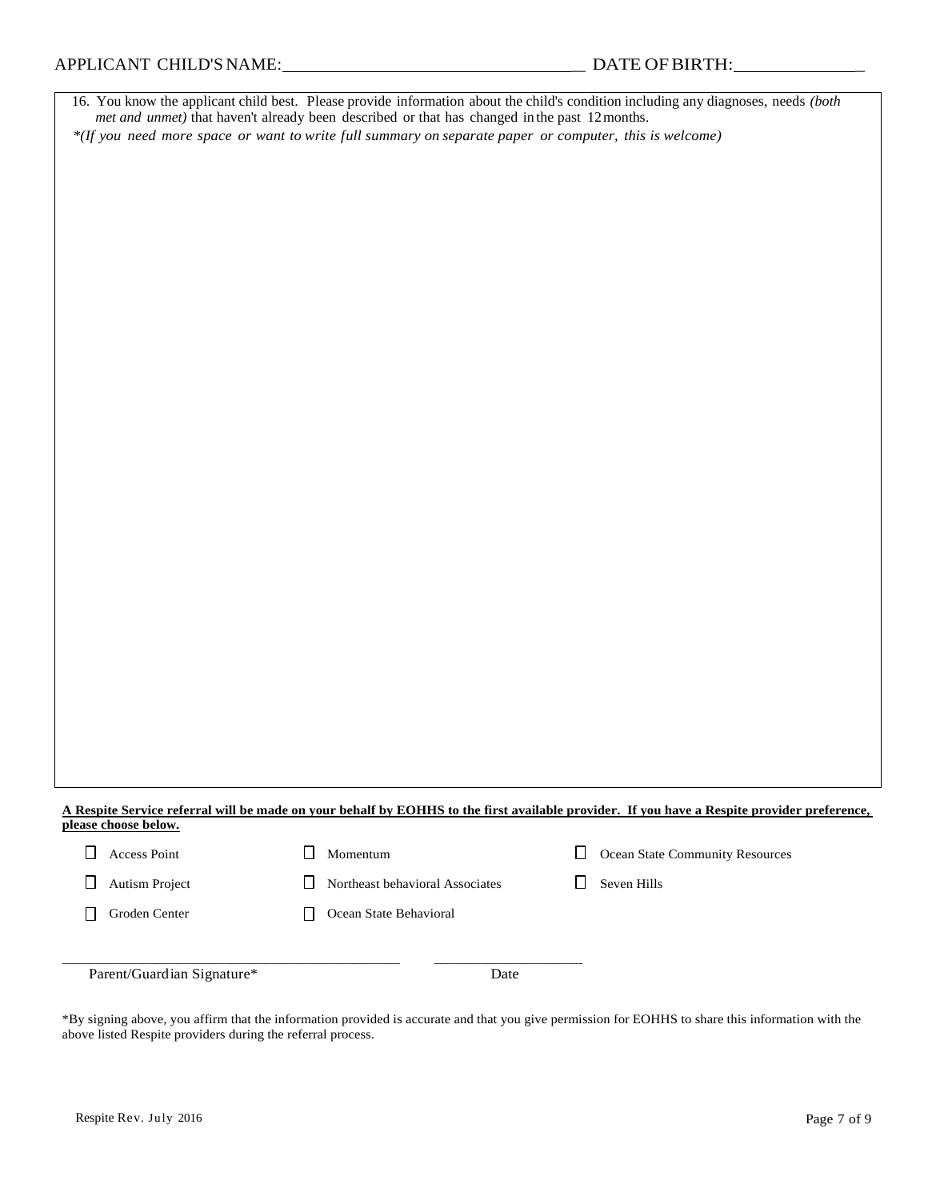APPLICANT CHILD'S NAME:___________________________________ DATE OF BIRTH:_______________

16. You know the applicant child best. Please provide information about the child's condition including any diagnoses, needs *(both met and unmet)* that haven't already been described or that has changed in the past 12 months.

*\*(If you need more space or want to write full summary on separate paper or computer, this is welcome)*

**A Respite Service referral will be made on your behalf by EOHHS to the first available provider. If you have a Respite provider preference, please choose below.**

- ☐ Access Point
- ☐ Autism Project
- ☐ Groden Center
- ☐ Momentum
- ☐ Northeast behavioral Associates
- ☐ Ocean State Behavioral
- ☐ Ocean State Community Resources
- ☐ Seven Hills

_____________________________________________ ____________________

Parent/Guardian Signature* Date

*By signing above, you affirm that the information provided is accurate and that you give permission for EOHHS to share this information with the above listed Respite providers during the referral process.

Respite Rev. July 2016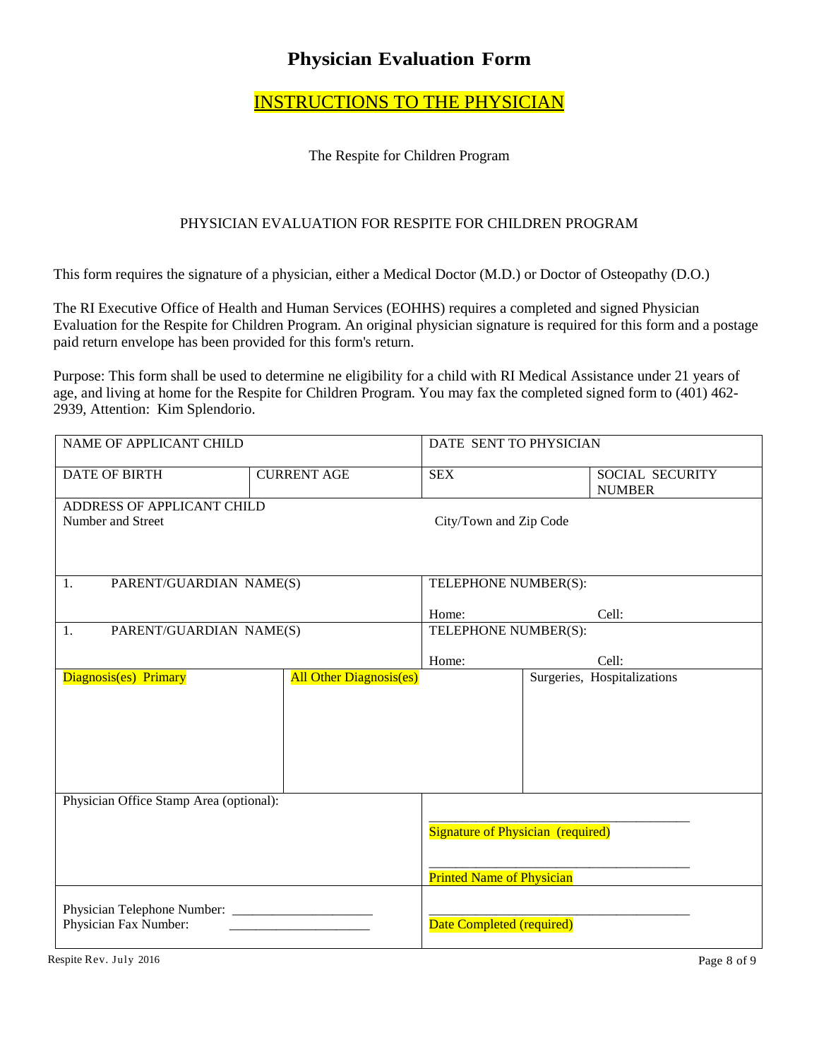# Physician Evaluation Form

## INSTRUCTIONS TO THE PHYSICIAN

The Respite for Children Program

PHYSICIAN EVALUATION FOR RESPITE FOR CHILDREN PROGRAM

This form requires the signature of a physician, either a Medical Doctor (M.D.) or Doctor of Osteopathy (D.O.)

The RI Executive Office of Health and Human Services (EOHHS) requires a completed and signed Physician Evaluation for the Respite for Children Program. An original physician signature is required for this form and a postage paid return envelope has been provided for this form's return.

Purpose: This form shall be used to determine ne eligibility for a child with RI Medical Assistance under 21 years of age, and living at home for the Respite for Children Program. You may fax the completed signed form to (401) 462-2939, Attention: Kim Splendorio.

| NAME OF APPLICANT CHILD | | DATE SENT TO PHYSICIAN | |
|---|---|---|---|
| DATE OF BIRTH | CURRENT AGE | SEX | SOCIAL SECURITY NUMBER |
| ADDRESS OF APPLICANT CHILD<br>Number and Street | | City/Town and Zip Code | |
| 1. PARENT/GUARDIAN NAME(S) | | TELEPHONE NUMBER(S):<br>Home: | Cell: |
| 1. PARENT/GUARDIAN NAME(S) | | TELEPHONE NUMBER(S):<br>Home: | Cell: |
| Diagnosis(es) Primary | All Other Diagnosis(es) | | Surgeries, Hospitalizations |
| Physician Office Stamp Area (optional): | | \_\_\_\_\_\_\_\_\_\_\_\_\_\_\_\_\_\_\_\_\_\_\_\_\_\_\_\_\_\_\_\_<br>Signature of Physician (required)<br><br>\_\_\_\_\_\_\_\_\_\_\_\_\_\_\_\_\_\_\_\_\_\_\_\_\_\_\_\_\_\_\_\_<br>Printed Name of Physician | |
| Physician Telephone Number: \_\_\_\_\_\_\_\_\_\_\_\_\_\_\_\_\_\_\_\_<br>Physician Fax Number: \_\_\_\_\_\_\_\_\_\_\_\_\_\_\_\_\_\_\_\_ | | \_\_\_\_\_\_\_\_\_\_\_\_\_\_\_\_\_\_\_\_\_\_\_\_\_\_\_\_\_\_\_\_<br>Date Completed (required) | |

Respite Rev. July 2016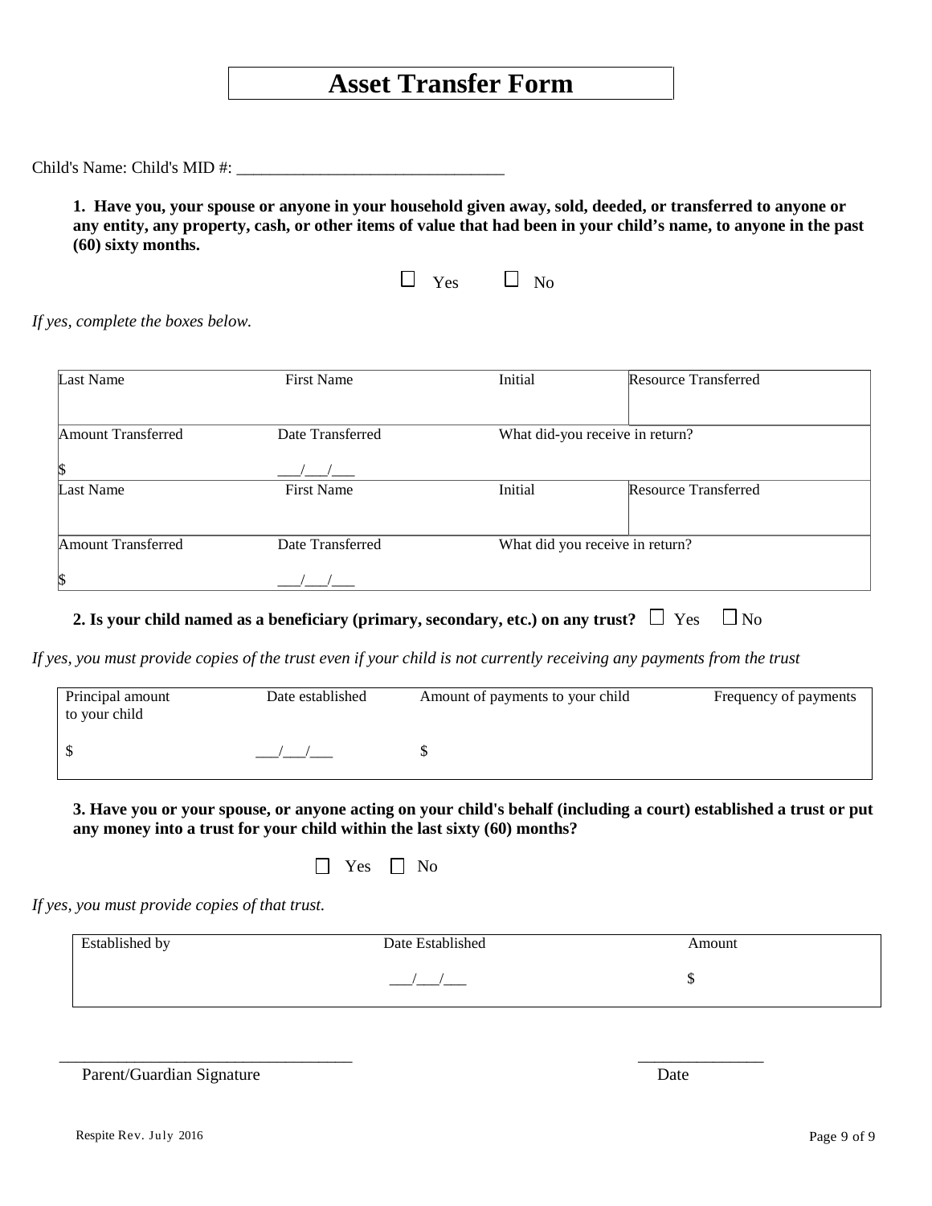# Asset Transfer Form

Child's Name: Child's MID #: ________________________________

**1. Have you, your spouse or anyone in your household given away, sold, deeded, or transferred to anyone or any entity, any property, cash, or other items of value that had been in your child's name, to anyone in the past (60) sixty months.**

☐ Yes ☐ No

*If yes, complete the boxes below.*

| | | | |
|---|---|---|---|
| Last Name | First Name | Initial | Resource Transferred |
| Amount Transferred<br>$ | Date Transferred<br>___/___/___ | What did-you receive in return? | |
| Last Name | First Name | Initial | Resource Transferred |
| Amount Transferred<br>$ | Date Transferred<br>___/___/___ | What did you receive in return? | |

**2. Is your child named as a beneficiary (primary, secondary, etc.) on any trust?** ☐ Yes ☐ No

*If yes, you must provide copies of the trust even if your child is not currently receiving any payments from the trust*

| Principal amount to your child | Date established | Amount of payments to your child | Frequency of payments |
|---|---|---|---|
| $ | ___/___/___ | $ | |

**3. Have you or your spouse, or anyone acting on your child's behalf (including a court) established a trust or put any money into a trust for your child within the last sixty (60) months?**

☐ Yes ☐ No

*If yes, you must provide copies of that trust.*

| Established by | Date Established | Amount |
|---|---|---|
| | ___/___/___ | $ |

___________________________________ _______________

Parent/Guardian Signature Date

Respite Rev. July 2016